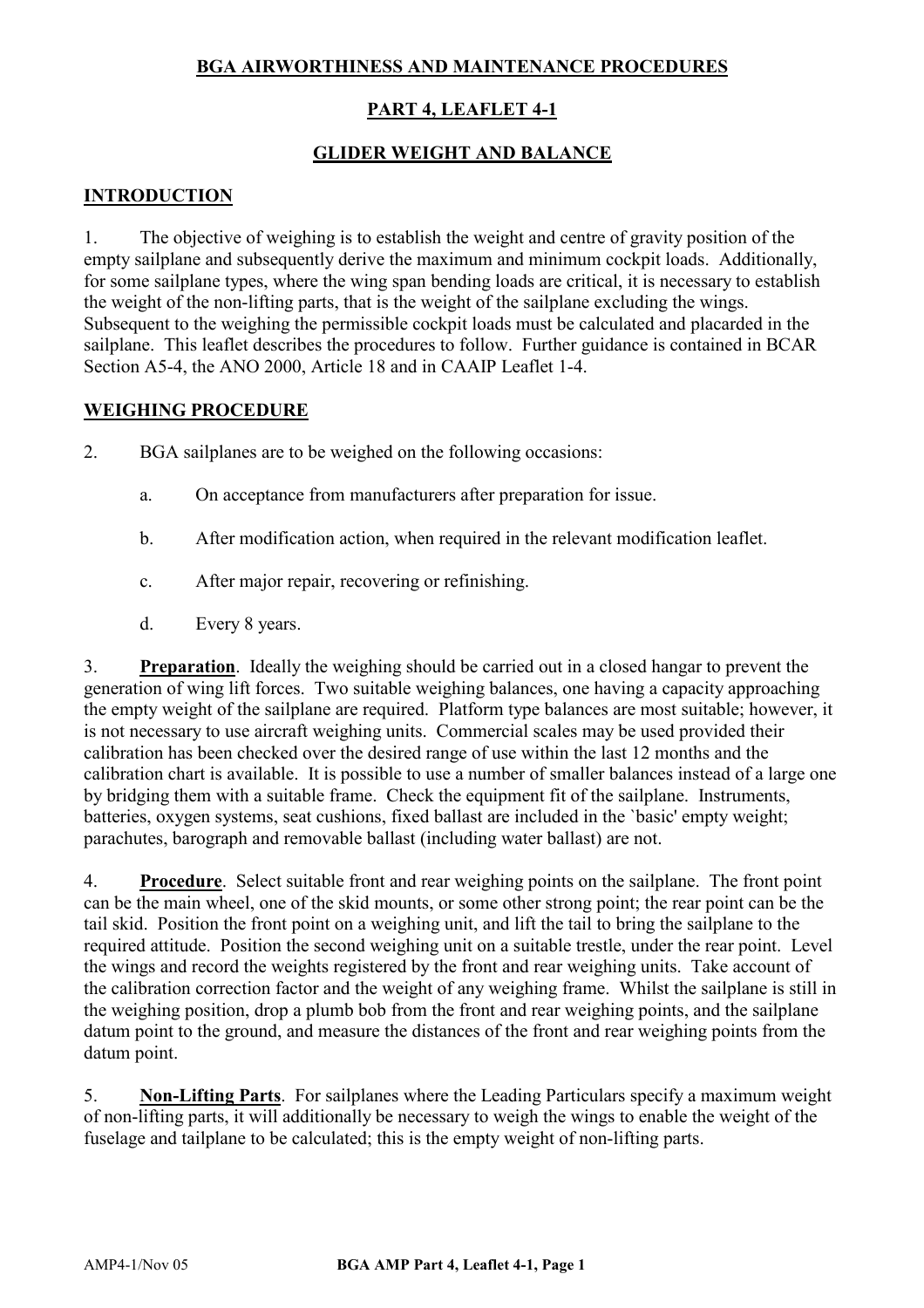# BGA AIRWORTHINESS AND MAINTENANCE PROCEDURES

## PART 4, LEAFLET 4-1

## GLIDER WEIGHT AND BALANCE

### INTRODUCTION

1. The objective of weighing is to establish the weight and centre of gravity position of the empty sailplane and subsequently derive the maximum and minimum cockpit loads. Additionally, for some sailplane types, where the wing span bending loads are critical, it is necessary to establish the weight of the non-lifting parts, that is the weight of the sailplane excluding the wings. Subsequent to the weighing the permissible cockpit loads must be calculated and placarded in the sailplane. This leaflet describes the procedures to follow. Further guidance is contained in BCAR Section A5-4, the ANO 2000, Article 18 and in CAAIP Leaflet 1-4.

### WEIGHING PROCEDURE

2. BGA sailplanes are to be weighed on the following occasions:

   a. On acceptance from manufacturers after preparation for issue.

   b. After modification action, when required in the relevant modification leaflet.

   c. After major repair, recovering or refinishing.

   d. Every 8 years.

3. **Preparation**. Ideally the weighing should be carried out in a closed hangar to prevent the generation of wing lift forces. Two suitable weighing balances, one having a capacity approaching the empty weight of the sailplane are required. Platform type balances are most suitable; however, it is not necessary to use aircraft weighing units. Commercial scales may be used provided their calibration has been checked over the desired range of use within the last 12 months and the calibration chart is available. It is possible to use a number of smaller balances instead of a large one by bridging them with a suitable frame. Check the equipment fit of the sailplane. Instruments, batteries, oxygen systems, seat cushions, fixed ballast are included in the `basic' empty weight; parachutes, barograph and removable ballast (including water ballast) are not.

4. **Procedure**. Select suitable front and rear weighing points on the sailplane. The front point can be the main wheel, one of the skid mounts, or some other strong point; the rear point can be the tail skid. Position the front point on a weighing unit, and lift the tail to bring the sailplane to the required attitude. Position the second weighing unit on a suitable trestle, under the rear point. Level the wings and record the weights registered by the front and rear weighing units. Take account of the calibration correction factor and the weight of any weighing frame. Whilst the sailplane is still in the weighing position, drop a plumb bob from the front and rear weighing points, and the sailplane datum point to the ground, and measure the distances of the front and rear weighing points from the datum point.

5. **Non-Lifting Parts**. For sailplanes where the Leading Particulars specify a maximum weight of non-lifting parts, it will additionally be necessary to weigh the wings to enable the weight of the fuselage and tailplane to be calculated; this is the empty weight of non-lifting parts.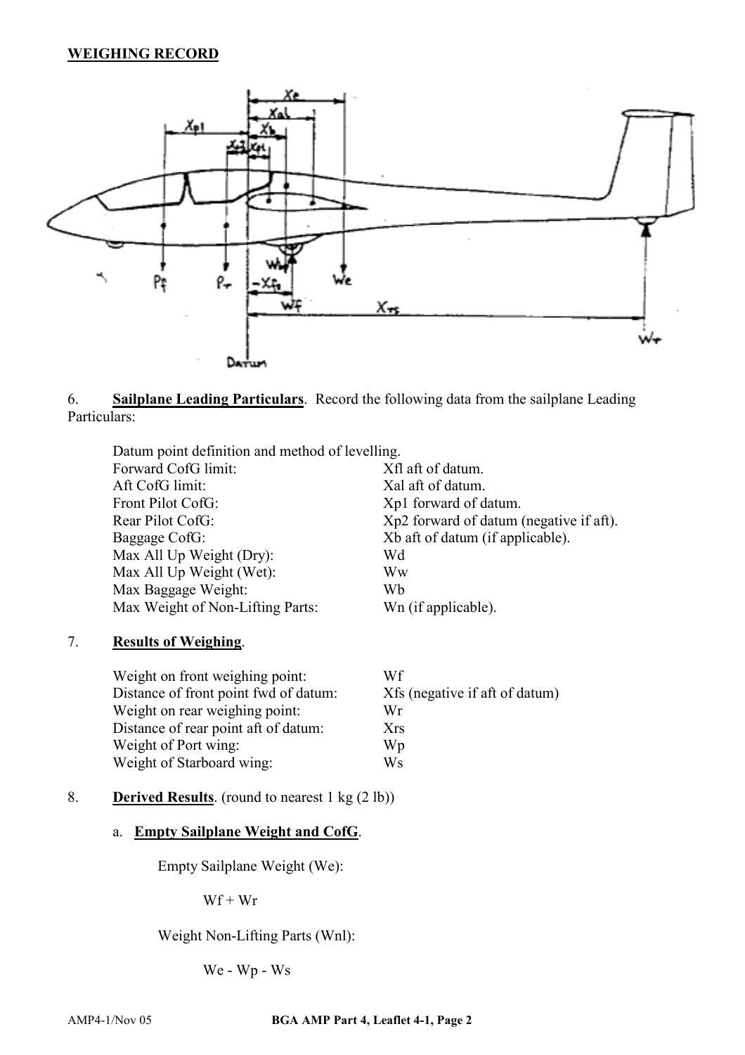## WEIGHING RECORD

6. **Sailplane Leading Particulars**. Record the following data from the sailplane Leading Particulars:

| | |
|---|---|
| Datum point definition and method of levelling. | |
| Forward CofG limit: | Xfl aft of datum. |
| Aft CofG limit: | Xal aft of datum. |
| Front Pilot CofG: | Xp1 forward of datum. |
| Rear Pilot CofG: | Xp2 forward of datum (negative if aft). |
| Baggage CofG: | Xb aft of datum (if applicable). |
| Max All Up Weight (Dry): | Wd |
| Max All Up Weight (Wet): | Ww |
| Max Baggage Weight: | Wb |
| Max Weight of Non-Lifting Parts: | Wn (if applicable). |

7. **Results of Weighing**.

| | |
|---|---|
| Weight on front weighing point: | Wf |
| Distance of front point fwd of datum: | Xfs (negative if aft of datum) |
| Weight on rear weighing point: | Wr |
| Distance of rear point aft of datum: | Xrs |
| Weight of Port wing: | Wp |
| Weight of Starboard wing: | Ws |

8. **Derived Results**. (round to nearest 1 kg (2 lb))

a. **Empty Sailplane Weight and CofG**.

Empty Sailplane Weight (We):

Wf + Wr

Weight Non-Lifting Parts (Wnl):

We - Wp - Ws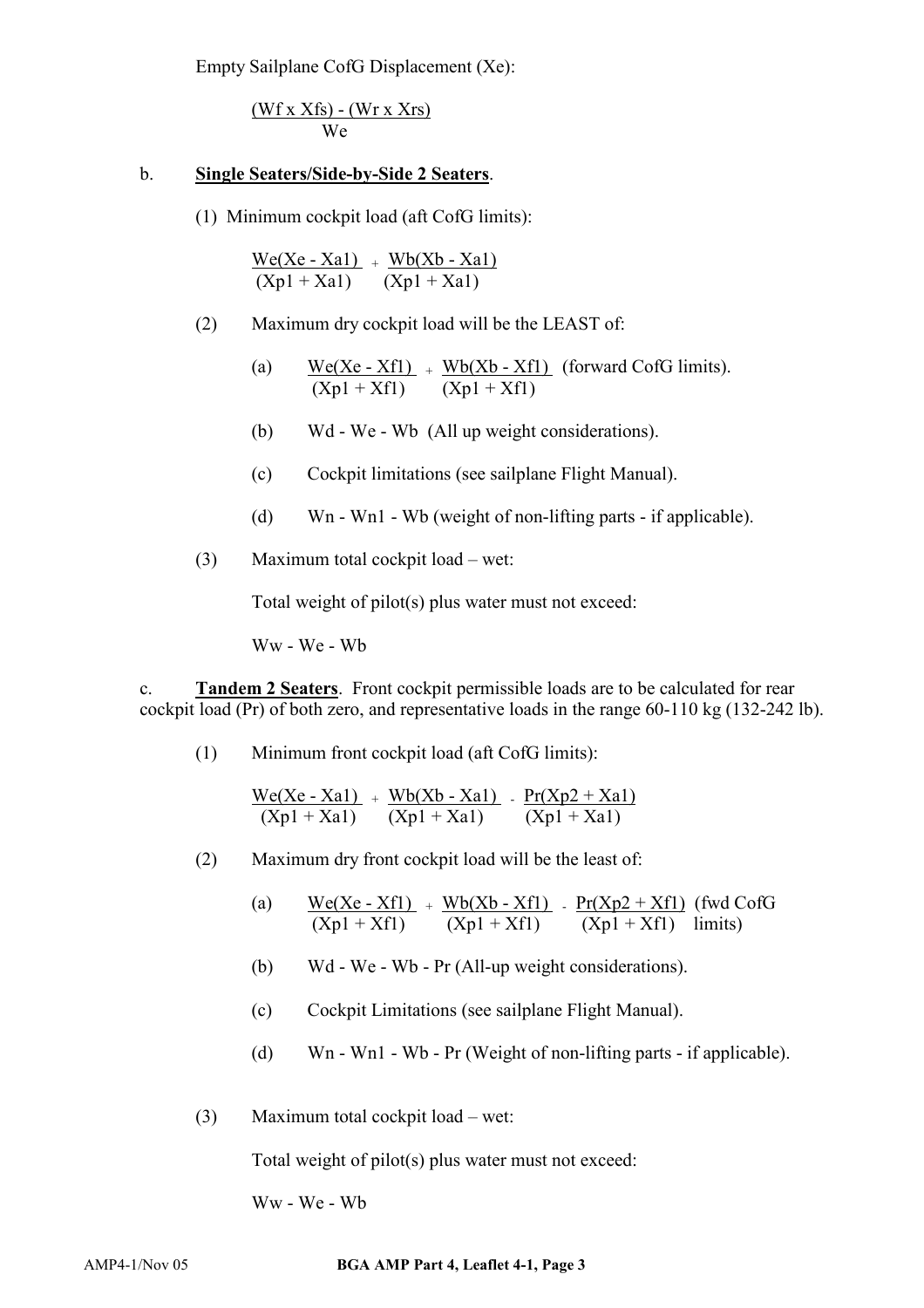Empty Sailplane CofG Displacement (Xe):

$$\frac{(Wf \times Xfs) - (Wr \times Xrs)}{We}$$

b. **Single Seaters/Side-by-Side 2 Seaters**.

(1) Minimum cockpit load (aft CofG limits):

$$\frac{We(Xe - Xa1)}{(Xp1 + Xa1)} + \frac{Wb(Xb - Xa1)}{(Xp1 + Xa1)}$$

(2) Maximum dry cockpit load will be the LEAST of:

(a) $\frac{We(Xe - Xf1)}{(Xp1 + Xf1)} + \frac{Wb(Xb - Xf1)}{(Xp1 + Xf1)}$ (forward CofG limits).

(b) Wd - We - Wb (All up weight considerations).

(c) Cockpit limitations (see sailplane Flight Manual).

(d) Wn - Wn1 - Wb (weight of non-lifting parts - if applicable).

(3) Maximum total cockpit load – wet:

Total weight of pilot(s) plus water must not exceed:

Ww - We - Wb

c. **Tandem 2 Seaters**. Front cockpit permissible loads are to be calculated for rear cockpit load (Pr) of both zero, and representative loads in the range 60-110 kg (132-242 lb).

(1) Minimum front cockpit load (aft CofG limits):

$$\frac{We(Xe - Xa1)}{(Xp1 + Xa1)} + \frac{Wb(Xb - Xa1)}{(Xp1 + Xa1)} - \frac{Pr(Xp2 + Xa1)}{(Xp1 + Xa1)}$$

(2) Maximum dry front cockpit load will be the least of:

(a) $\frac{We(Xe - Xf1)}{(Xp1 + Xf1)} + \frac{Wb(Xb - Xf1)}{(Xp1 + Xf1)} - \frac{Pr(Xp2 + Xf1)}{(Xp1 + Xf1)}$ (fwd CofG limits)

(b) Wd - We - Wb - Pr (All-up weight considerations).

(c) Cockpit Limitations (see sailplane Flight Manual).

(d) Wn - Wn1 - Wb - Pr (Weight of non-lifting parts - if applicable).

(3) Maximum total cockpit load – wet:

Total weight of pilot(s) plus water must not exceed:

Ww - We - Wb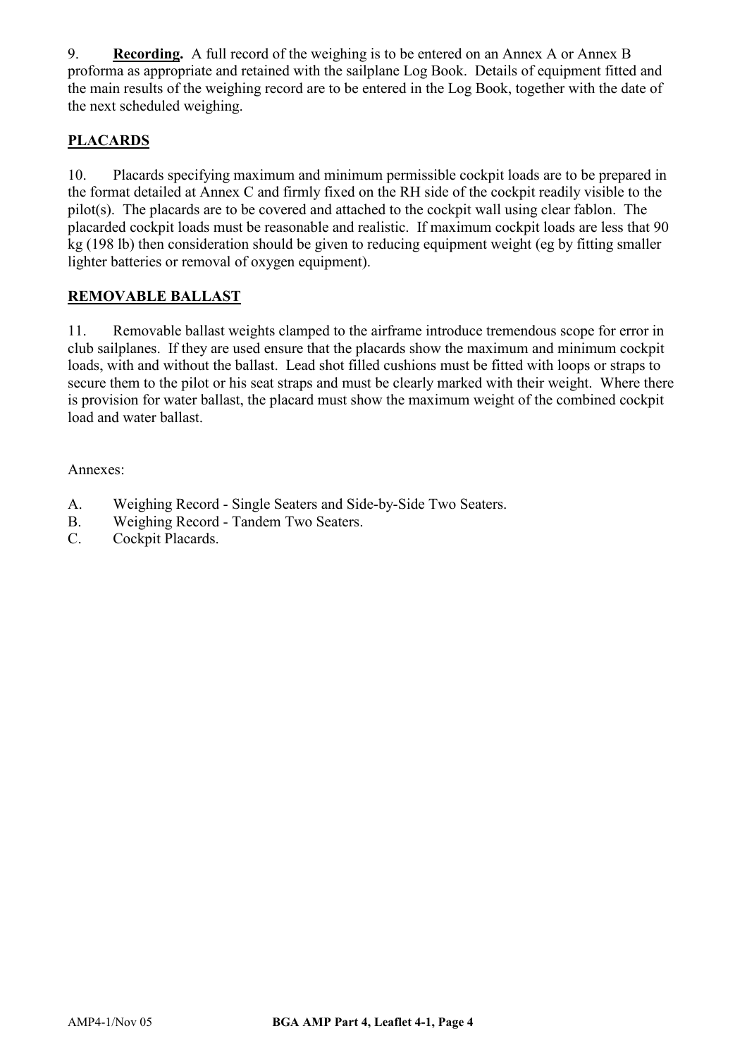9. **Recording.** A full record of the weighing is to be entered on an Annex A or Annex B proforma as appropriate and retained with the sailplane Log Book. Details of equipment fitted and the main results of the weighing record are to be entered in the Log Book, together with the date of the next scheduled weighing.

## PLACARDS

10. Placards specifying maximum and minimum permissible cockpit loads are to be prepared in the format detailed at Annex C and firmly fixed on the RH side of the cockpit readily visible to the pilot(s). The placards are to be covered and attached to the cockpit wall using clear fablon. The placarded cockpit loads must be reasonable and realistic. If maximum cockpit loads are less that 90 kg (198 lb) then consideration should be given to reducing equipment weight (eg by fitting smaller lighter batteries or removal of oxygen equipment).

## REMOVABLE BALLAST

11. Removable ballast weights clamped to the airframe introduce tremendous scope for error in club sailplanes. If they are used ensure that the placards show the maximum and minimum cockpit loads, with and without the ballast. Lead shot filled cushions must be fitted with loops or straps to secure them to the pilot or his seat straps and must be clearly marked with their weight. Where there is provision for water ballast, the placard must show the maximum weight of the combined cockpit load and water ballast.

Annexes:

A. Weighing Record - Single Seaters and Side-by-Side Two Seaters.
B. Weighing Record - Tandem Two Seaters.
C. Cockpit Placards.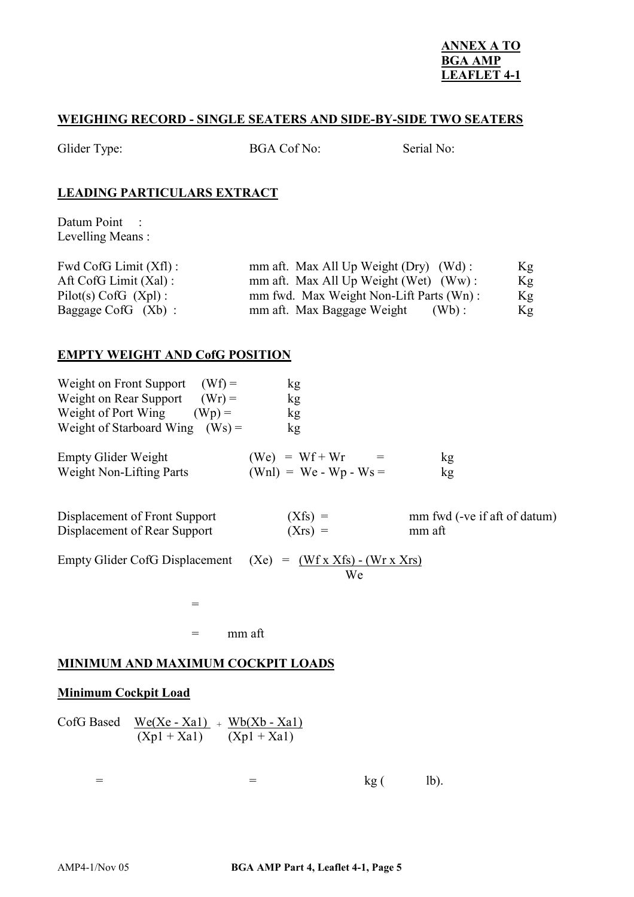**ANNEX A TO**
**BGA AMP**
**LEAFLET 4-1**

## WEIGHING RECORD - SINGLE SEATERS AND SIDE-BY-SIDE TWO SEATERS

Glider Type: BGA Cof No: Serial No:

## LEADING PARTICULARS EXTRACT

Datum Point :
Levelling Means :

| | | | |
|---|---|---|---|
| Fwd CofG Limit (Xfl) : | mm aft. | Max All Up Weight (Dry) (Wd) : | Kg |
| Aft CofG Limit (Xal) : | mm aft. | Max All Up Weight (Wet) (Ww) : | Kg |
| Pilot(s) CofG (Xpl) : | mm fwd. | Max Weight Non-Lift Parts (Wn) : | Kg |
| Baggage CofG (Xb) : | mm aft. | Max Baggage Weight (Wb) : | Kg |

## EMPTY WEIGHT AND CofG POSITION

Weight on Front Support (Wf) = kg
Weight on Rear Support (Wr) = kg
Weight of Port Wing (Wp) = kg
Weight of Starboard Wing (Ws) = kg

Empty Glider Weight (We) = Wf + Wr = kg
Weight Non-Lifting Parts (Wnl) = We - Wp - Ws = kg

Displacement of Front Support (Xfs) = mm fwd (-ve if aft of datum)
Displacement of Rear Support (Xrs) = mm aft

Empty Glider CofG Displacement (Xe) = $\frac{(Wf \times Xfs) - (Wr \times Xrs)}{We}$

=

= mm aft

## MINIMUM AND MAXIMUM COCKPIT LOADS

### Minimum Cockpit Load

CofG Based $\frac{We(Xe - Xa1)}{(Xp1 + Xa1)} + \frac{Wb(Xb - Xa1)}{(Xp1 + Xa1)}$

= = kg ( lb).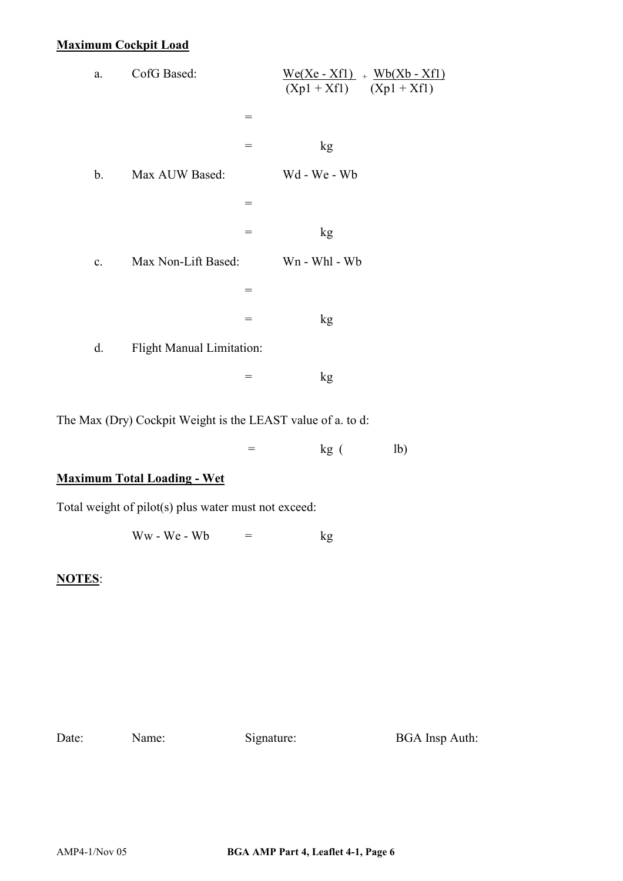**Maximum Cockpit Load**

a. CofG Based: $\frac{We(Xe - Xf1)}{(Xp1 + Xf1)} + \frac{Wb(Xb - Xf1)}{(Xp1 + Xf1)}$

=

= kg

b. Max AUW Based: Wd - We - Wb

=

= kg

c. Max Non-Lift Based: Wn - Whl - Wb

=

= kg

d. Flight Manual Limitation:

= kg

The Max (Dry) Cockpit Weight is the LEAST value of a. to d:

= kg ( lb)

**Maximum Total Loading - Wet**

Total weight of pilot(s) plus water must not exceed:

Ww - We - Wb = kg

**NOTES**:

Date: Name: Signature: BGA Insp Auth: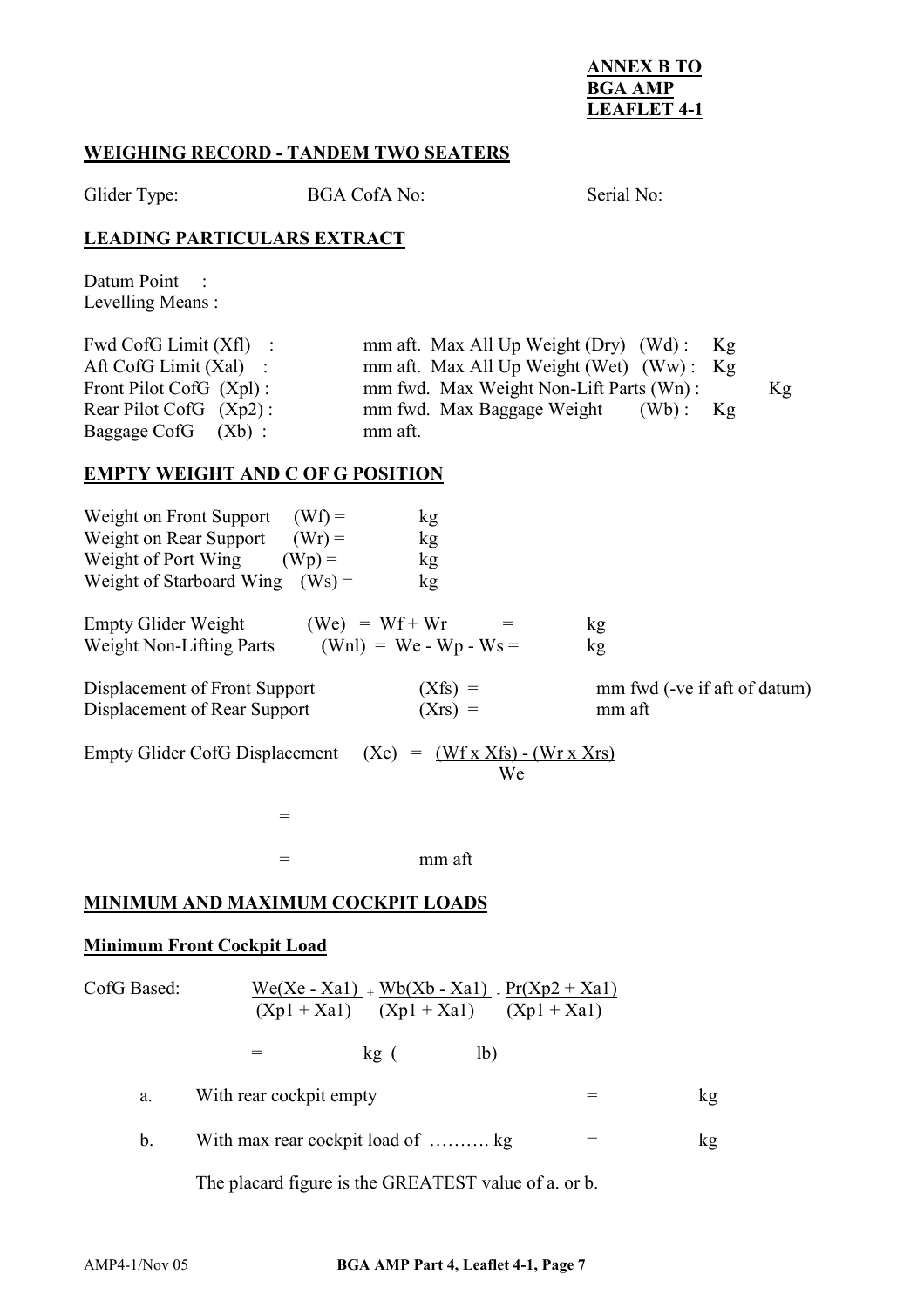**ANNEX B TO**
**BGA AMP**
**LEAFLET 4-1**

## WEIGHING RECORD - TANDEM TWO SEATERS

Glider Type: BGA CofA No: Serial No:

## LEADING PARTICULARS EXTRACT

Datum Point :
Levelling Means :

| | | | |
|---|---|---|---|
| Fwd CofG Limit (Xfl) : | mm aft. | Max All Up Weight (Dry) (Wd) : | Kg |
| Aft CofG Limit (Xal) : | mm aft. | Max All Up Weight (Wet) (Ww) : | Kg |
| Front Pilot CofG (Xpl) : | mm fwd. | Max Weight Non-Lift Parts (Wn) : | Kg |
| Rear Pilot CofG (Xp2) : | mm fwd. | Max Baggage Weight (Wb) : | Kg |
| Baggage CofG (Xb) : | mm aft. | | |

## EMPTY WEIGHT AND C OF G POSITION

Weight on Front Support (Wf) = kg
Weight on Rear Support (Wr) = kg
Weight of Port Wing (Wp) = kg
Weight of Starboard Wing (Ws) = kg

Empty Glider Weight (We) = Wf + Wr = kg
Weight Non-Lifting Parts (Wnl) = We - Wp - Ws = kg

Displacement of Front Support (Xfs) = mm fwd (-ve if aft of datum)
Displacement of Rear Support (Xrs) = mm aft

Empty Glider CofG Displacement (Xe) $= \dfrac{(Wf \times Xfs) - (Wr \times Xrs)}{We}$

=

= mm aft

## MINIMUM AND MAXIMUM COCKPIT LOADS

### Minimum Front Cockpit Load

CofG Based: $\dfrac{We(Xe - Xa1)}{(Xp1 + Xa1)} + \dfrac{Wb(Xb - Xa1)}{(Xp1 + Xa1)} - \dfrac{Pr(Xp2 + Xa1)}{(Xp1 + Xa1)}$

= kg ( lb)

a. With rear cockpit empty = kg

b. With max rear cockpit load of ………. kg = kg

The placard figure is the GREATEST value of a. or b.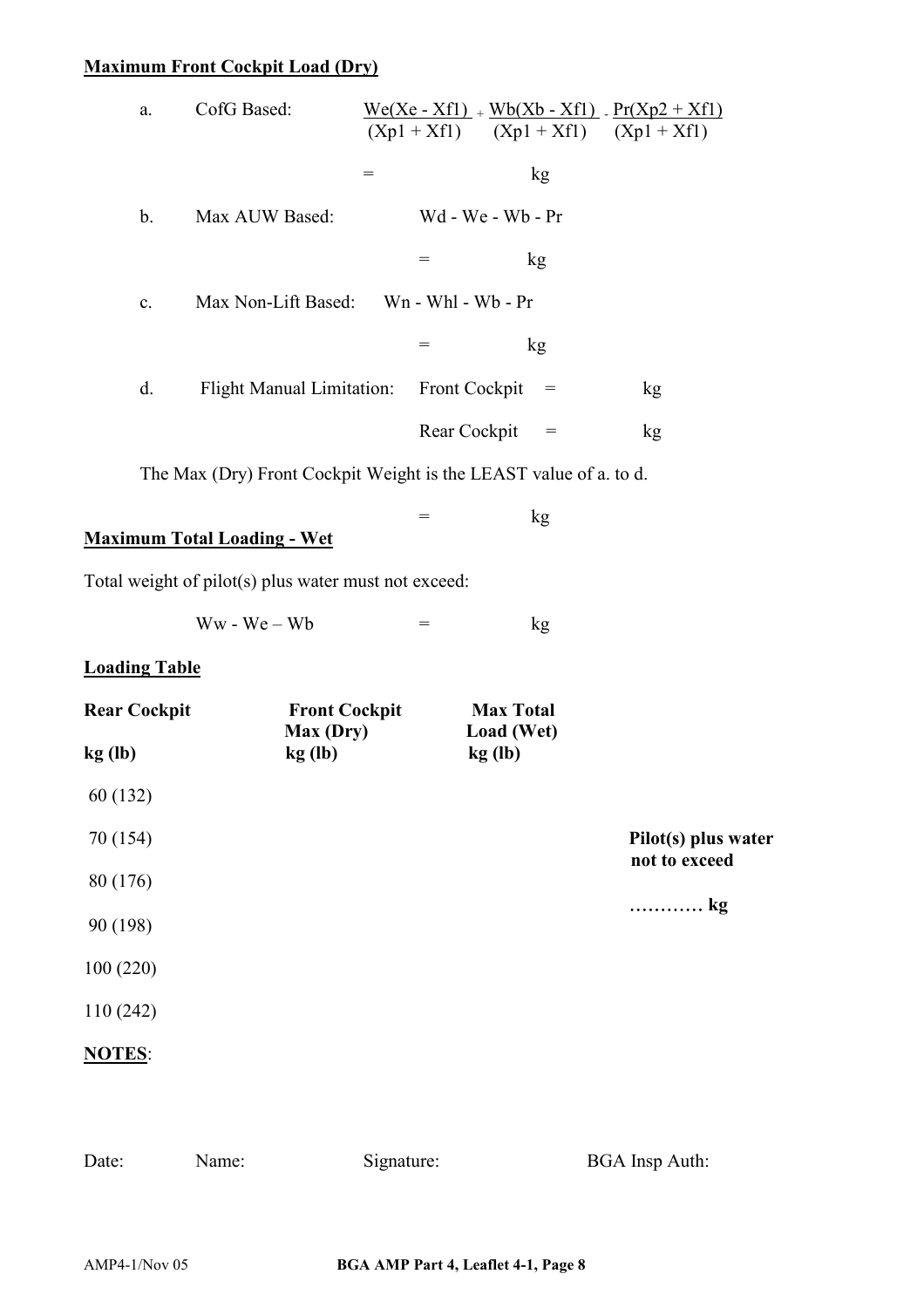**Maximum Front Cockpit Load (Dry)**

a. CofG Based: $\frac{We(Xe - Xf1)}{(Xp1 + Xf1)} + \frac{Wb(Xb - Xf1)}{(Xp1 + Xf1)} - \frac{Pr(Xp2 + Xf1)}{(Xp1 + Xf1)}$

= kg

b. Max AUW Based: Wd - We - Wb - Pr

= kg

c. Max Non-Lift Based: Wn - Whl - Wb - Pr

= kg

d. Flight Manual Limitation: Front Cockpit = kg

Rear Cockpit = kg

The Max (Dry) Front Cockpit Weight is the LEAST value of a. to d.

= kg

**Maximum Total Loading - Wet**

Total weight of pilot(s) plus water must not exceed:

Ww - We – Wb = kg

**Loading Table**

| Rear Cockpit kg (lb) | Front Cockpit Max (Dry) kg (lb) | Max Total Load (Wet) kg (lb) |
|---|---|---|
| 60 (132) | | |
| 70 (154) | | |
| 80 (176) | | |
| 90 (198) | | |
| 100 (220) | | |
| 110 (242) | | |

**Pilot(s) plus water not to exceed**

**………… kg**

**NOTES**:

Date: Name: Signature: BGA Insp Auth: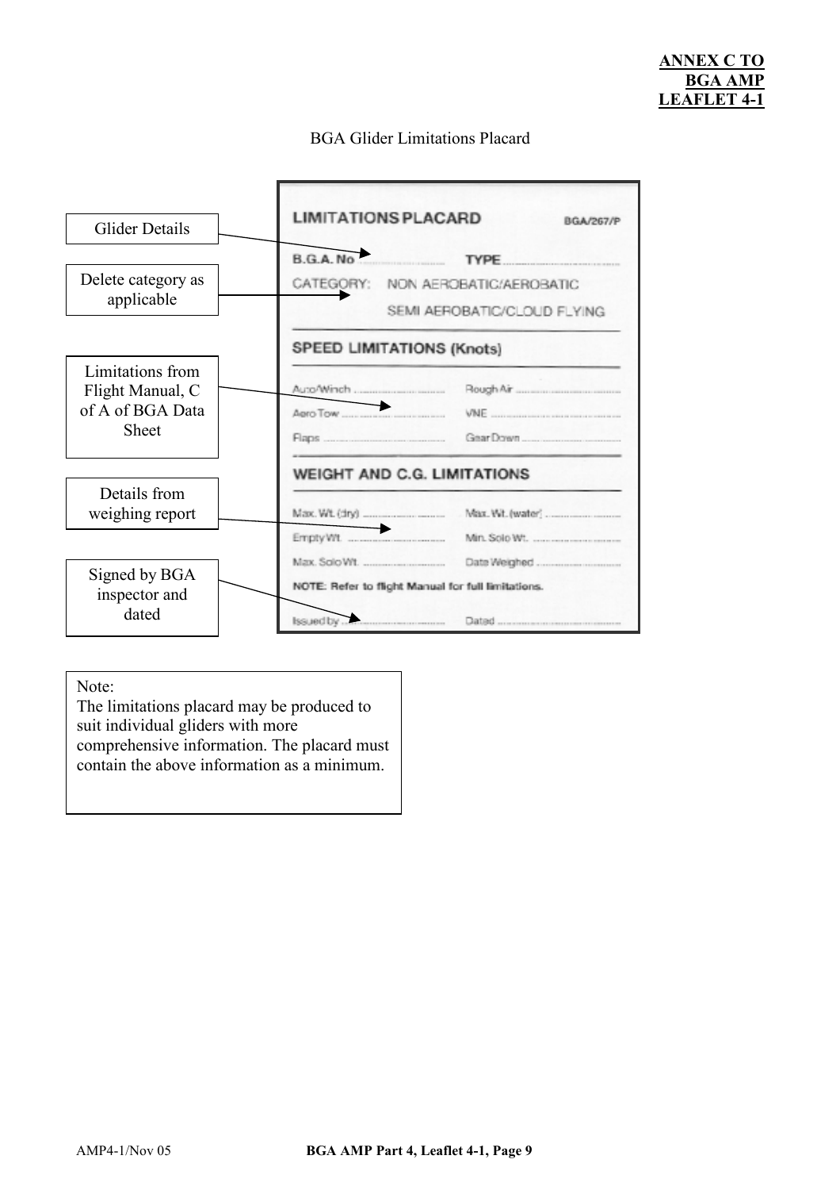**ANNEX C TO BGA AMP LEAFLET 4-1**

BGA Glider Limitations Placard

Glider Details

Delete category as applicable

Limitations from Flight Manual, C of A of BGA Data Sheet

Details from weighing report

Signed by BGA inspector and dated

**LIMITATIONS PLACARD** BGA/267/P

**B.G.A. No** ............................ **TYPE** ....................................

CATEGORY: NON AEROBATIC/AEROBATIC

SEMI AEROBATIC/CLOUD FLYING

**SPEED LIMITATIONS (Knots)**

Auto/Winch ............................ Rough Air ....................................

Aero Tow ............................ VNE ....................................

Flaps ............................ Gear Down ....................................

**WEIGHT AND C.G. LIMITATIONS**

Max. Wt. (dry) ............................ Max. Wt. (water) ....................................

Empty Wt. ............................ Min. Solo Wt. ....................................

Max. Solo Wt. ............................ Date Weighed ....................................

**NOTE: Refer to flight Manual for full limitations.**

Issued by ............................ Dated ....................................

Note:
The limitations placard may be produced to suit individual gliders with more comprehensive information. The placard must contain the above information as a minimum.